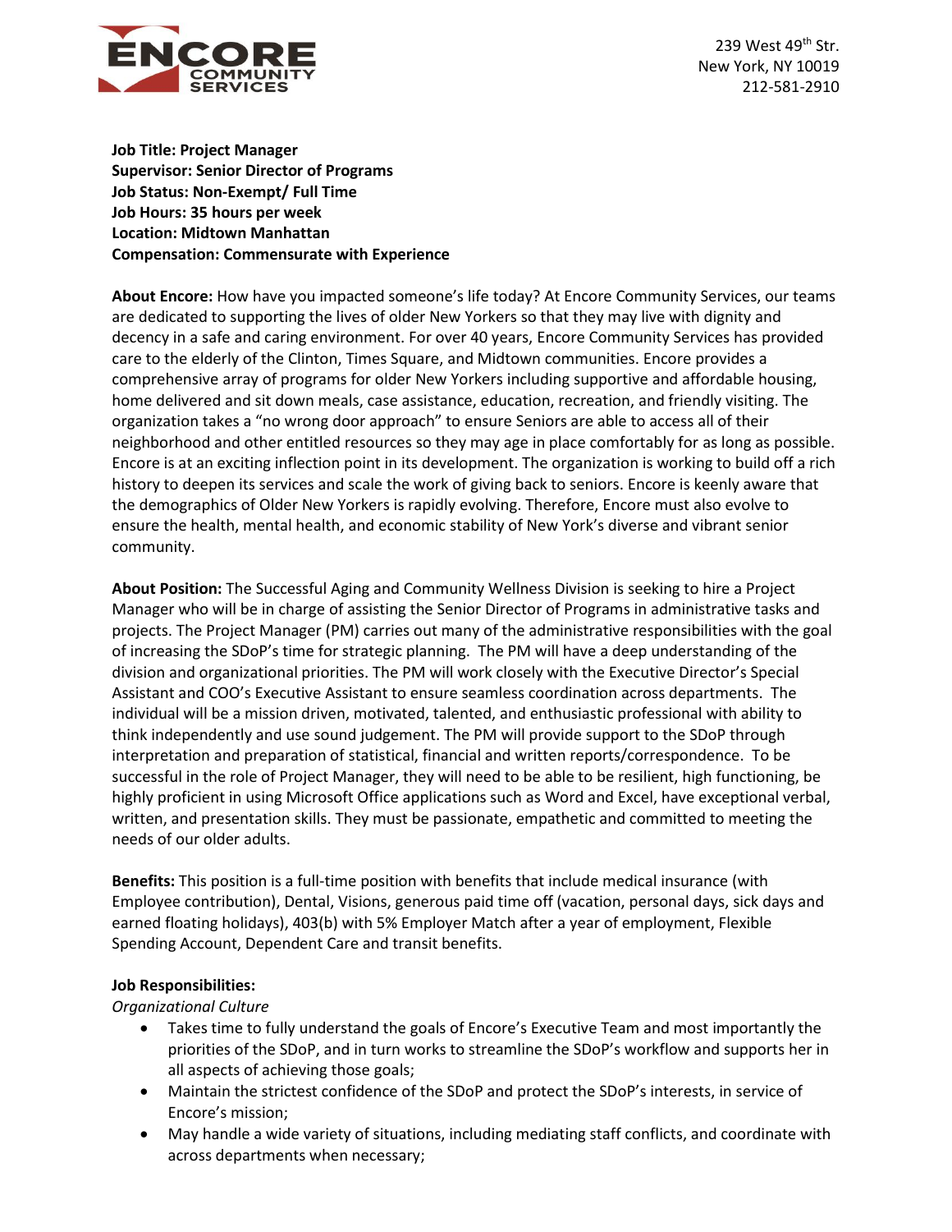ENCORE COMMUNITY SERVICES

239 West 49th Str.
New York, NY 10019
212-581-2910

**Job Title: Project Manager**
**Supervisor: Senior Director of Programs**
**Job Status: Non-Exempt/ Full Time**
**Job Hours: 35 hours per week**
**Location: Midtown Manhattan**
**Compensation: Commensurate with Experience**

**About Encore:** How have you impacted someone's life today? At Encore Community Services, our teams are dedicated to supporting the lives of older New Yorkers so that they may live with dignity and decency in a safe and caring environment. For over 40 years, Encore Community Services has provided care to the elderly of the Clinton, Times Square, and Midtown communities. Encore provides a comprehensive array of programs for older New Yorkers including supportive and affordable housing, home delivered and sit down meals, case assistance, education, recreation, and friendly visiting. The organization takes a "no wrong door approach" to ensure Seniors are able to access all of their neighborhood and other entitled resources so they may age in place comfortably for as long as possible. Encore is at an exciting inflection point in its development. The organization is working to build off a rich history to deepen its services and scale the work of giving back to seniors. Encore is keenly aware that the demographics of Older New Yorkers is rapidly evolving. Therefore, Encore must also evolve to ensure the health, mental health, and economic stability of New York's diverse and vibrant senior community.

**About Position:** The Successful Aging and Community Wellness Division is seeking to hire a Project Manager who will be in charge of assisting the Senior Director of Programs in administrative tasks and projects. The Project Manager (PM) carries out many of the administrative responsibilities with the goal of increasing the SDoP's time for strategic planning. The PM will have a deep understanding of the division and organizational priorities. The PM will work closely with the Executive Director's Special Assistant and COO's Executive Assistant to ensure seamless coordination across departments. The individual will be a mission driven, motivated, talented, and enthusiastic professional with ability to think independently and use sound judgement. The PM will provide support to the SDoP through interpretation and preparation of statistical, financial and written reports/correspondence. To be successful in the role of Project Manager, they will need to be able to be resilient, high functioning, be highly proficient in using Microsoft Office applications such as Word and Excel, have exceptional verbal, written, and presentation skills. They must be passionate, empathetic and committed to meeting the needs of our older adults.

**Benefits:** This position is a full-time position with benefits that include medical insurance (with Employee contribution), Dental, Visions, generous paid time off (vacation, personal days, sick days and earned floating holidays), 403(b) with 5% Employer Match after a year of employment, Flexible Spending Account, Dependent Care and transit benefits.

**Job Responsibilities:**

*Organizational Culture*

- Takes time to fully understand the goals of Encore's Executive Team and most importantly the priorities of the SDoP, and in turn works to streamline the SDoP's workflow and supports her in all aspects of achieving those goals;
- Maintain the strictest confidence of the SDoP and protect the SDoP's interests, in service of Encore's mission;
- May handle a wide variety of situations, including mediating staff conflicts, and coordinate with across departments when necessary;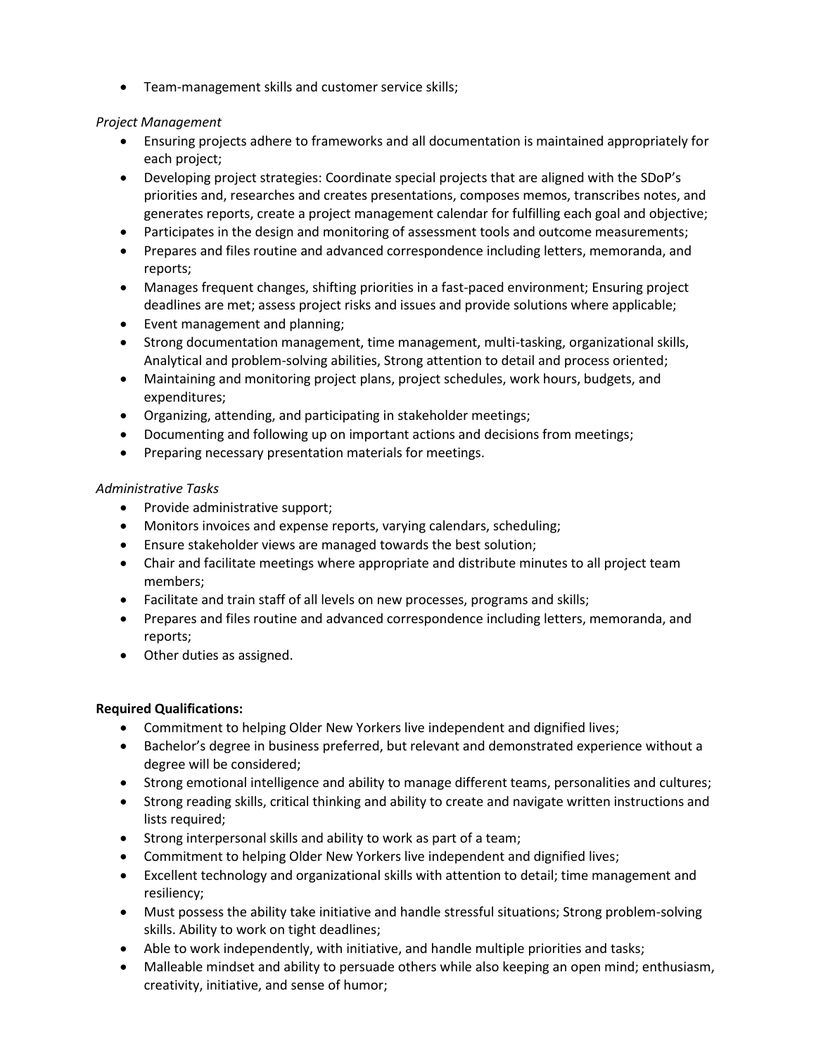- Team-management skills and customer service skills;

*Project Management*

- Ensuring projects adhere to frameworks and all documentation is maintained appropriately for each project;
- Developing project strategies: Coordinate special projects that are aligned with the SDoP's priorities and, researches and creates presentations, composes memos, transcribes notes, and generates reports, create a project management calendar for fulfilling each goal and objective;
- Participates in the design and monitoring of assessment tools and outcome measurements;
- Prepares and files routine and advanced correspondence including letters, memoranda, and reports;
- Manages frequent changes, shifting priorities in a fast-paced environment; Ensuring project deadlines are met; assess project risks and issues and provide solutions where applicable;
- Event management and planning;
- Strong documentation management, time management, multi-tasking, organizational skills, Analytical and problem-solving abilities, Strong attention to detail and process oriented;
- Maintaining and monitoring project plans, project schedules, work hours, budgets, and expenditures;
- Organizing, attending, and participating in stakeholder meetings;
- Documenting and following up on important actions and decisions from meetings;
- Preparing necessary presentation materials for meetings.

*Administrative Tasks*

- Provide administrative support;
- Monitors invoices and expense reports, varying calendars, scheduling;
- Ensure stakeholder views are managed towards the best solution;
- Chair and facilitate meetings where appropriate and distribute minutes to all project team members;
- Facilitate and train staff of all levels on new processes, programs and skills;
- Prepares and files routine and advanced correspondence including letters, memoranda, and reports;
- Other duties as assigned.

**Required Qualifications:**

- Commitment to helping Older New Yorkers live independent and dignified lives;
- Bachelor's degree in business preferred, but relevant and demonstrated experience without a degree will be considered;
- Strong emotional intelligence and ability to manage different teams, personalities and cultures;
- Strong reading skills, critical thinking and ability to create and navigate written instructions and lists required;
- Strong interpersonal skills and ability to work as part of a team;
- Commitment to helping Older New Yorkers live independent and dignified lives;
- Excellent technology and organizational skills with attention to detail; time management and resiliency;
- Must possess the ability take initiative and handle stressful situations; Strong problem-solving skills. Ability to work on tight deadlines;
- Able to work independently, with initiative, and handle multiple priorities and tasks;
- Malleable mindset and ability to persuade others while also keeping an open mind; enthusiasm, creativity, initiative, and sense of humor;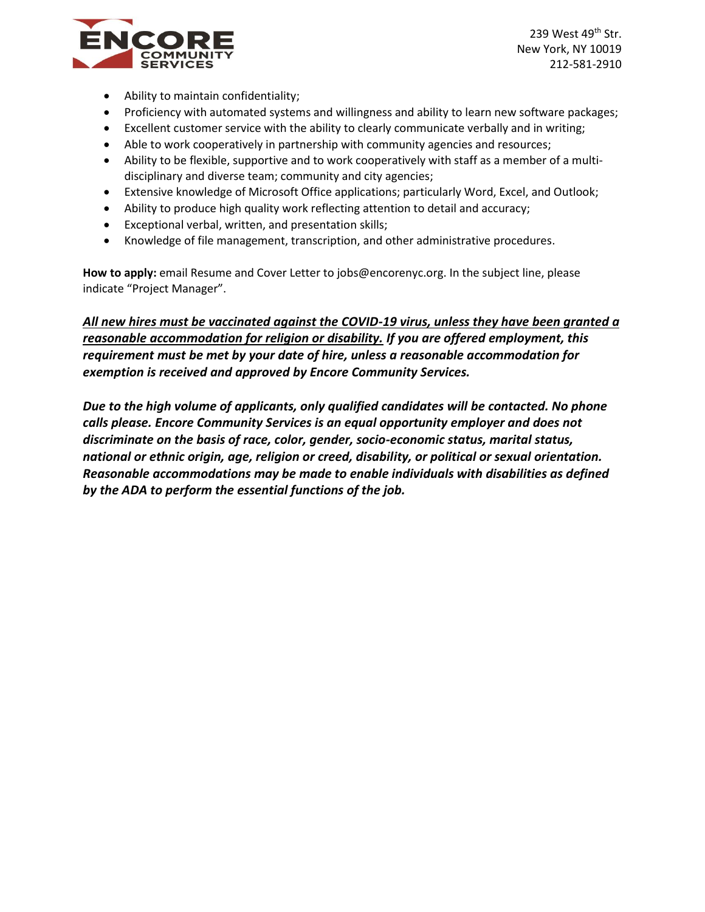- Ability to maintain confidentiality;
- Proficiency with automated systems and willingness and ability to learn new software packages;
- Excellent customer service with the ability to clearly communicate verbally and in writing;
- Able to work cooperatively in partnership with community agencies and resources;
- Ability to be flexible, supportive and to work cooperatively with staff as a member of a multi-disciplinary and diverse team; community and city agencies;
- Extensive knowledge of Microsoft Office applications; particularly Word, Excel, and Outlook;
- Ability to produce high quality work reflecting attention to detail and accuracy;
- Exceptional verbal, written, and presentation skills;
- Knowledge of file management, transcription, and other administrative procedures.

**How to apply:** email Resume and Cover Letter to jobs@encorenyc.org. In the subject line, please indicate "Project Manager".

***<u>All new hires must be vaccinated against the COVID-19 virus, unless they have been granted a reasonable accommodation for religion or disability.</u> If you are offered employment, this requirement must be met by your date of hire, unless a reasonable accommodation for exemption is received and approved by Encore Community Services.***

***Due to the high volume of applicants, only qualified candidates will be contacted. No phone calls please. Encore Community Services is an equal opportunity employer and does not discriminate on the basis of race, color, gender, socio-economic status, marital status, national or ethnic origin, age, religion or creed, disability, or political or sexual orientation. Reasonable accommodations may be made to enable individuals with disabilities as defined by the ADA to perform the essential functions of the job.***